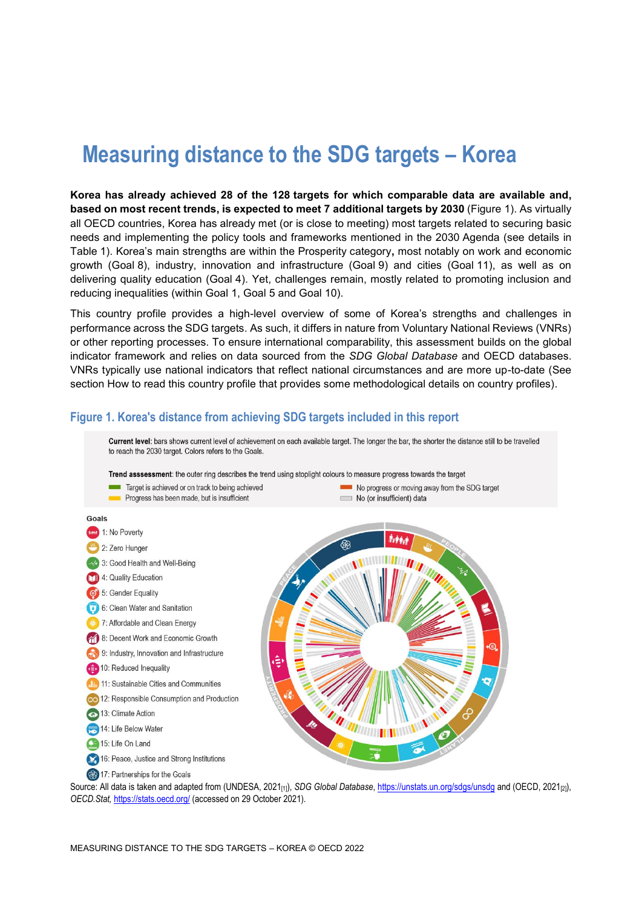# Measuring distance to the SDG targets – Korea

**Korea has already achieved 28 of the 128 targets for which comparable data are available and, based on most recent trends, is expected to meet 7 additional targets by 2030** (Figure 1). As virtually all OECD countries, Korea has already met (or is close to meeting) most targets related to securing basic needs and implementing the policy tools and frameworks mentioned in the 2030 Agenda (see details in Table 1). Korea's main strengths are within the Prosperity category**,** most notably on work and economic growth (Goal 8), industry, innovation and infrastructure (Goal 9) and cities (Goal 11), as well as on delivering quality education (Goal 4). Yet, challenges remain, mostly related to promoting inclusion and reducing inequalities (within Goal 1, Goal 5 and Goal 10).

This country profile provides a high-level overview of some of Korea's strengths and challenges in performance across the SDG targets. As such, it differs in nature from Voluntary National Reviews (VNRs) or other reporting processes. To ensure international comparability, this assessment builds on the global indicator framework and relies on data sourced from the *SDG Global Database* and OECD databases. VNRs typically use national indicators that reflect national circumstances and are more up-to-date (See section How to read this country profile that provides some methodological details on country profiles).

## Figure 1. Korea's distance from achieving SDG targets included in this report

**Current level**: bars shows current level of achievement on each available target. The longer the bar, the shorter the distance still to be travelled to reach the 2030 target. Colors refers to the Goals.

**Trend assessment**: the outer ring describes the trend using stoplight colours to measure progress towards the target

- Target is achieved or on track to being achieved
- Progress has been made, but is insufficient
- No progress or moving away from the SDG target
- No (or insufficient) data

**Goals**

1: No Poverty
2: Zero Hunger
3: Good Health and Well-Being
4: Quality Education
5: Gender Equality
6: Clean Water and Sanitation
7: Affordable and Clean Energy
8: Decent Work and Economic Growth
9: Industry, Innovation and Infrastructure
10: Reduced Inequality
11: Sustainable Cities and Communities
12: Responsible Consumption and Production
13: Climate Action
14: Life Below Water
15: Life On Land
16: Peace, Justice and Strong Institutions
17: Partnerships for the Goals

Source: All data is taken and adapted from (UNDESA, 2021[1]), *SDG Global Database*, https://unstats.un.org/sdgs/unsdg and (OECD, 2021[2]), *OECD.Stat*, https://stats.oecd.org/ (accessed on 29 October 2021).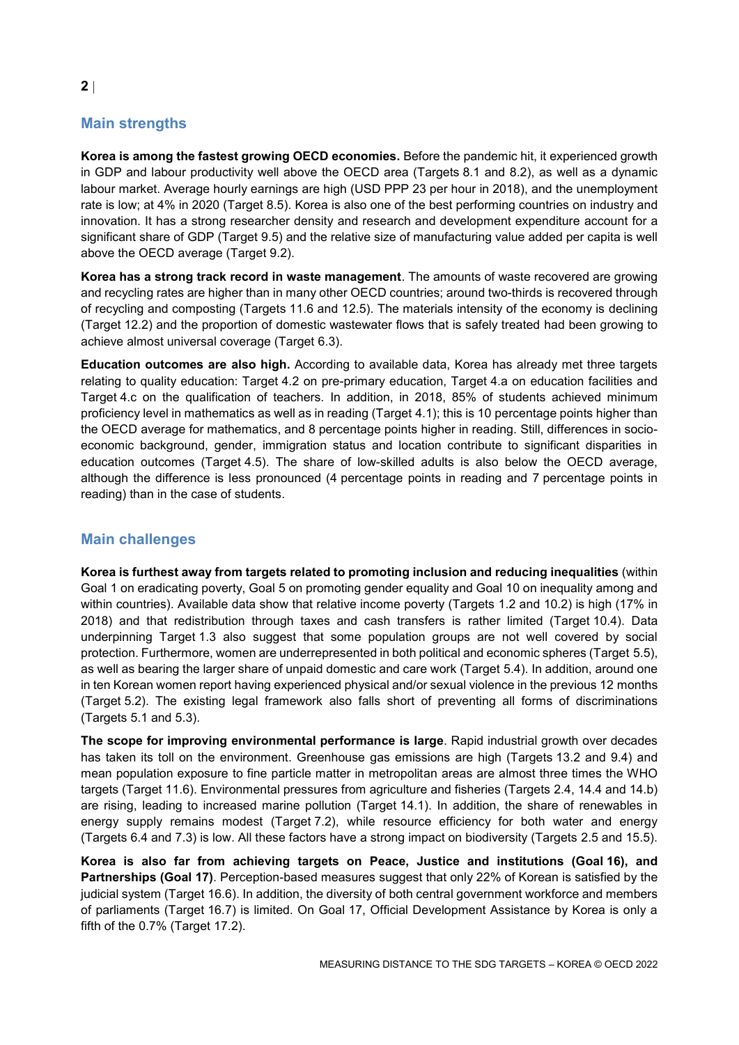## Main strengths

**Korea is among the fastest growing OECD economies.** Before the pandemic hit, it experienced growth in GDP and labour productivity well above the OECD area (Targets 8.1 and 8.2), as well as a dynamic labour market. Average hourly earnings are high (USD PPP 23 per hour in 2018), and the unemployment rate is low; at 4% in 2020 (Target 8.5). Korea is also one of the best performing countries on industry and innovation. It has a strong researcher density and research and development expenditure account for a significant share of GDP (Target 9.5) and the relative size of manufacturing value added per capita is well above the OECD average (Target 9.2).

**Korea has a strong track record in waste management**. The amounts of waste recovered are growing and recycling rates are higher than in many other OECD countries; around two-thirds is recovered through of recycling and composting (Targets 11.6 and 12.5). The materials intensity of the economy is declining (Target 12.2) and the proportion of domestic wastewater flows that is safely treated had been growing to achieve almost universal coverage (Target 6.3).

**Education outcomes are also high.** According to available data, Korea has already met three targets relating to quality education: Target 4.2 on pre-primary education, Target 4.a on education facilities and Target 4.c on the qualification of teachers. In addition, in 2018, 85% of students achieved minimum proficiency level in mathematics as well as in reading (Target 4.1); this is 10 percentage points higher than the OECD average for mathematics, and 8 percentage points higher in reading. Still, differences in socio-economic background, gender, immigration status and location contribute to significant disparities in education outcomes (Target 4.5). The share of low-skilled adults is also below the OECD average, although the difference is less pronounced (4 percentage points in reading and 7 percentage points in reading) than in the case of students.

## Main challenges

**Korea is furthest away from targets related to promoting inclusion and reducing inequalities** (within Goal 1 on eradicating poverty, Goal 5 on promoting gender equality and Goal 10 on inequality among and within countries). Available data show that relative income poverty (Targets 1.2 and 10.2) is high (17% in 2018) and that redistribution through taxes and cash transfers is rather limited (Target 10.4). Data underpinning Target 1.3 also suggest that some population groups are not well covered by social protection. Furthermore, women are underrepresented in both political and economic spheres (Target 5.5), as well as bearing the larger share of unpaid domestic and care work (Target 5.4). In addition, around one in ten Korean women report having experienced physical and/or sexual violence in the previous 12 months (Target 5.2). The existing legal framework also falls short of preventing all forms of discriminations (Targets 5.1 and 5.3).

**The scope for improving environmental performance is large**. Rapid industrial growth over decades has taken its toll on the environment. Greenhouse gas emissions are high (Targets 13.2 and 9.4) and mean population exposure to fine particle matter in metropolitan areas are almost three times the WHO targets (Target 11.6). Environmental pressures from agriculture and fisheries (Targets 2.4, 14.4 and 14.b) are rising, leading to increased marine pollution (Target 14.1). In addition, the share of renewables in energy supply remains modest (Target 7.2), while resource efficiency for both water and energy (Targets 6.4 and 7.3) is low. All these factors have a strong impact on biodiversity (Targets 2.5 and 15.5).

**Korea is also far from achieving targets on Peace, Justice and institutions (Goal 16), and Partnerships (Goal 17)**. Perception-based measures suggest that only 22% of Korean is satisfied by the judicial system (Target 16.6). In addition, the diversity of both central government workforce and members of parliaments (Target 16.7) is limited. On Goal 17, Official Development Assistance by Korea is only a fifth of the 0.7% (Target 17.2).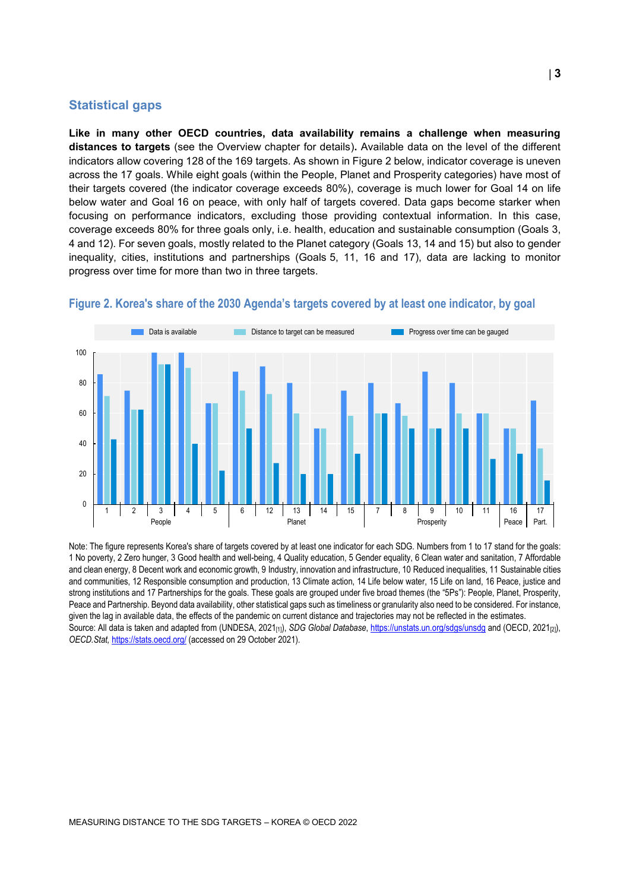## Statistical gaps

**Like in many other OECD countries, data availability remains a challenge when measuring distances to targets** (see the Overview chapter for details)**.** Available data on the level of the different indicators allow covering 128 of the 169 targets. As shown in Figure 2 below, indicator coverage is uneven across the 17 goals. While eight goals (within the People, Planet and Prosperity categories) have most of their targets covered (the indicator coverage exceeds 80%), coverage is much lower for Goal 14 on life below water and Goal 16 on peace, with only half of targets covered. Data gaps become starker when focusing on performance indicators, excluding those providing contextual information. In this case, coverage exceeds 80% for three goals only, i.e. health, education and sustainable consumption (Goals 3, 4 and 12). For seven goals, mostly related to the Planet category (Goals 13, 14 and 15) but also to gender inequality, cities, institutions and partnerships (Goals 5, 11, 16 and 17), data are lacking to monitor progress over time for more than two in three targets.

### Figure 2. Korea's share of the 2030 Agenda's targets covered by at least one indicator, by goal

Note: The figure represents Korea's share of targets covered by at least one indicator for each SDG. Numbers from 1 to 17 stand for the goals: 1 No poverty, 2 Zero hunger, 3 Good health and well-being, 4 Quality education, 5 Gender equality, 6 Clean water and sanitation, 7 Affordable and clean energy, 8 Decent work and economic growth, 9 Industry, innovation and infrastructure, 10 Reduced inequalities, 11 Sustainable cities and communities, 12 Responsible consumption and production, 13 Climate action, 14 Life below water, 15 Life on land, 16 Peace, justice and strong institutions and 17 Partnerships for the goals. These goals are grouped under five broad themes (the "5Ps"): People, Planet, Prosperity, Peace and Partnership. Beyond data availability, other statistical gaps such as timeliness or granularity also need to be considered. For instance, given the lag in available data, the effects of the pandemic on current distance and trajectories may not be reflected in the estimates.

Source: All data is taken and adapted from (UNDESA, 2021[1]), *SDG Global Database*, https://unstats.un.org/sdgs/unsdg and (OECD, 2021[2]), *OECD.Stat*, https://stats.oecd.org/ (accessed on 29 October 2021).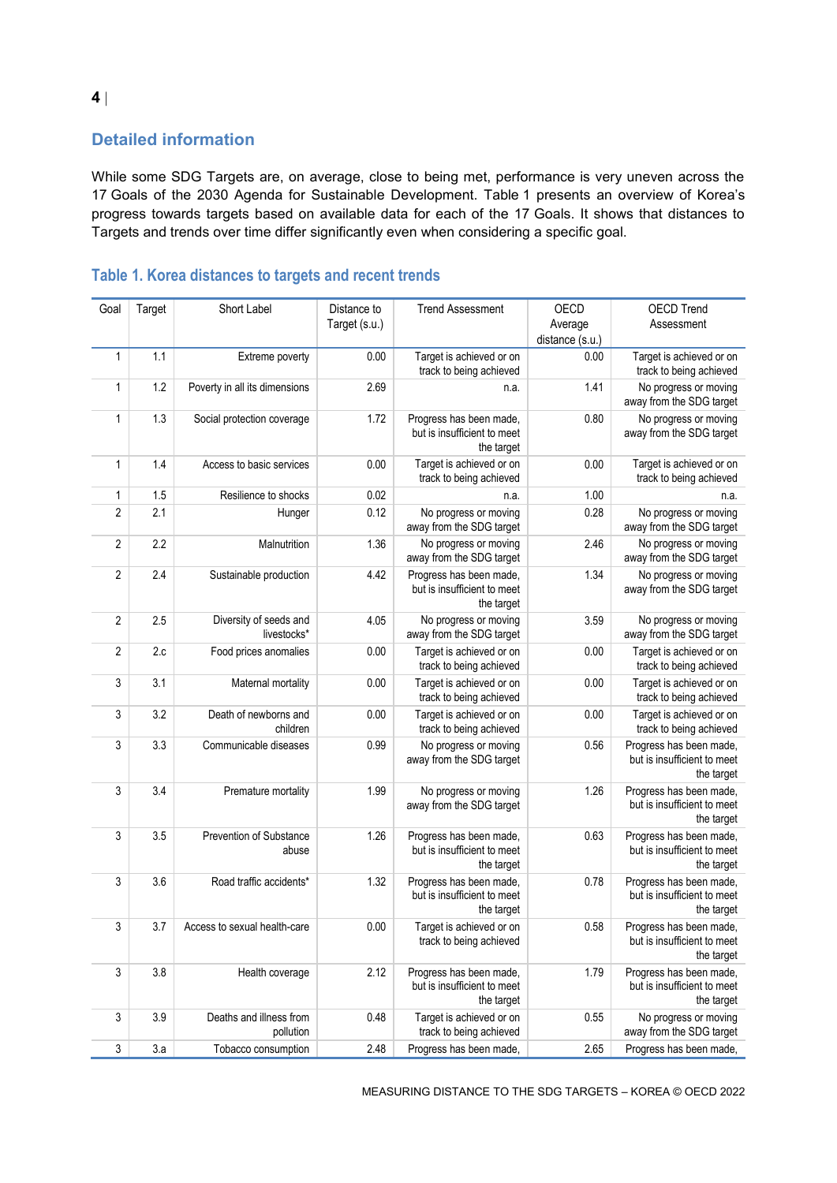## Detailed information

While some SDG Targets are, on average, close to being met, performance is very uneven across the 17 Goals of the 2030 Agenda for Sustainable Development. Table 1 presents an overview of Korea's progress towards targets based on available data for each of the 17 Goals. It shows that distances to Targets and trends over time differ significantly even when considering a specific goal.

### Table 1. Korea distances to targets and recent trends

| Goal | Target | Short Label | Distance to Target (s.u.) | Trend Assessment | OECD Average distance (s.u.) | OECD Trend Assessment |
|---|---|---|---|---|---|---|
| 1 | 1.1 | Extreme poverty | 0.00 | Target is achieved or on track to being achieved | 0.00 | Target is achieved or on track to being achieved |
| 1 | 1.2 | Poverty in all its dimensions | 2.69 | n.a. | 1.41 | No progress or moving away from the SDG target |
| 1 | 1.3 | Social protection coverage | 1.72 | Progress has been made, but is insufficient to meet the target | 0.80 | No progress or moving away from the SDG target |
| 1 | 1.4 | Access to basic services | 0.00 | Target is achieved or on track to being achieved | 0.00 | Target is achieved or on track to being achieved |
| 1 | 1.5 | Resilience to shocks | 0.02 | n.a. | 1.00 | n.a. |
| 2 | 2.1 | Hunger | 0.12 | No progress or moving away from the SDG target | 0.28 | No progress or moving away from the SDG target |
| 2 | 2.2 | Malnutrition | 1.36 | No progress or moving away from the SDG target | 2.46 | No progress or moving away from the SDG target |
| 2 | 2.4 | Sustainable production | 4.42 | Progress has been made, but is insufficient to meet the target | 1.34 | No progress or moving away from the SDG target |
| 2 | 2.5 | Diversity of seeds and livestocks* | 4.05 | No progress or moving away from the SDG target | 3.59 | No progress or moving away from the SDG target |
| 2 | 2.c | Food prices anomalies | 0.00 | Target is achieved or on track to being achieved | 0.00 | Target is achieved or on track to being achieved |
| 3 | 3.1 | Maternal mortality | 0.00 | Target is achieved or on track to being achieved | 0.00 | Target is achieved or on track to being achieved |
| 3 | 3.2 | Death of newborns and children | 0.00 | Target is achieved or on track to being achieved | 0.00 | Target is achieved or on track to being achieved |
| 3 | 3.3 | Communicable diseases | 0.99 | No progress or moving away from the SDG target | 0.56 | Progress has been made, but is insufficient to meet the target |
| 3 | 3.4 | Premature mortality | 1.99 | No progress or moving away from the SDG target | 1.26 | Progress has been made, but is insufficient to meet the target |
| 3 | 3.5 | Prevention of Substance abuse | 1.26 | Progress has been made, but is insufficient to meet the target | 0.63 | Progress has been made, but is insufficient to meet the target |
| 3 | 3.6 | Road traffic accidents* | 1.32 | Progress has been made, but is insufficient to meet the target | 0.78 | Progress has been made, but is insufficient to meet the target |
| 3 | 3.7 | Access to sexual health-care | 0.00 | Target is achieved or on track to being achieved | 0.58 | Progress has been made, but is insufficient to meet the target |
| 3 | 3.8 | Health coverage | 2.12 | Progress has been made, but is insufficient to meet the target | 1.79 | Progress has been made, but is insufficient to meet the target |
| 3 | 3.9 | Deaths and illness from pollution | 0.48 | Target is achieved or on track to being achieved | 0.55 | No progress or moving away from the SDG target |
| 3 | 3.a | Tobacco consumption | 2.48 | Progress has been made, | 2.65 | Progress has been made, |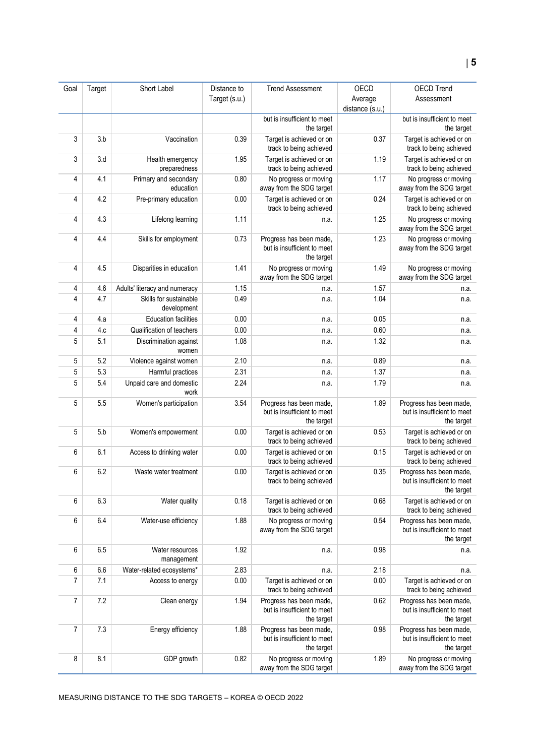| Goal | Target | Short Label | Distance to Target (s.u.) | Trend Assessment | OECD Average distance (s.u.) | OECD Trend Assessment |
|---|---|---|---|---|---|---|
| | | | | but is insufficient to meet the target | | but is insufficient to meet the target |
| 3 | 3.b | Vaccination | 0.39 | Target is achieved or on track to being achieved | 0.37 | Target is achieved or on track to being achieved |
| 3 | 3.d | Health emergency preparedness | 1.95 | Target is achieved or on track to being achieved | 1.19 | Target is achieved or on track to being achieved |
| 4 | 4.1 | Primary and secondary education | 0.80 | No progress or moving away from the SDG target | 1.17 | No progress or moving away from the SDG target |
| 4 | 4.2 | Pre-primary education | 0.00 | Target is achieved or on track to being achieved | 0.24 | Target is achieved or on track to being achieved |
| 4 | 4.3 | Lifelong learning | 1.11 | n.a. | 1.25 | No progress or moving away from the SDG target |
| 4 | 4.4 | Skills for employment | 0.73 | Progress has been made, but is insufficient to meet the target | 1.23 | No progress or moving away from the SDG target |
| 4 | 4.5 | Disparities in education | 1.41 | No progress or moving away from the SDG target | 1.49 | No progress or moving away from the SDG target |
| 4 | 4.6 | Adults' literacy and numeracy | 1.15 | n.a. | 1.57 | n.a. |
| 4 | 4.7 | Skills for sustainable development | 0.49 | n.a. | 1.04 | n.a. |
| 4 | 4.a | Education facilities | 0.00 | n.a. | 0.05 | n.a. |
| 4 | 4.c | Qualification of teachers | 0.00 | n.a. | 0.60 | n.a. |
| 5 | 5.1 | Discrimination against women | 1.08 | n.a. | 1.32 | n.a. |
| 5 | 5.2 | Violence against women | 2.10 | n.a. | 0.89 | n.a. |
| 5 | 5.3 | Harmful practices | 2.31 | n.a. | 1.37 | n.a. |
| 5 | 5.4 | Unpaid care and domestic work | 2.24 | n.a. | 1.79 | n.a. |
| 5 | 5.5 | Women's participation | 3.54 | Progress has been made, but is insufficient to meet the target | 1.89 | Progress has been made, but is insufficient to meet the target |
| 5 | 5.b | Women's empowerment | 0.00 | Target is achieved or on track to being achieved | 0.53 | Target is achieved or on track to being achieved |
| 6 | 6.1 | Access to drinking water | 0.00 | Target is achieved or on track to being achieved | 0.15 | Target is achieved or on track to being achieved |
| 6 | 6.2 | Waste water treatment | 0.00 | Target is achieved or on track to being achieved | 0.35 | Progress has been made, but is insufficient to meet the target |
| 6 | 6.3 | Water quality | 0.18 | Target is achieved or on track to being achieved | 0.68 | Target is achieved or on track to being achieved |
| 6 | 6.4 | Water-use efficiency | 1.88 | No progress or moving away from the SDG target | 0.54 | Progress has been made, but is insufficient to meet the target |
| 6 | 6.5 | Water resources management | 1.92 | n.a. | 0.98 | n.a. |
| 6 | 6.6 | Water-related ecosystems* | 2.83 | n.a. | 2.18 | n.a. |
| 7 | 7.1 | Access to energy | 0.00 | Target is achieved or on track to being achieved | 0.00 | Target is achieved or on track to being achieved |
| 7 | 7.2 | Clean energy | 1.94 | Progress has been made, but is insufficient to meet the target | 0.62 | Progress has been made, but is insufficient to meet the target |
| 7 | 7.3 | Energy efficiency | 1.88 | Progress has been made, but is insufficient to meet the target | 0.98 | Progress has been made, but is insufficient to meet the target |
| 8 | 8.1 | GDP growth | 0.82 | No progress or moving away from the SDG target | 1.89 | No progress or moving away from the SDG target |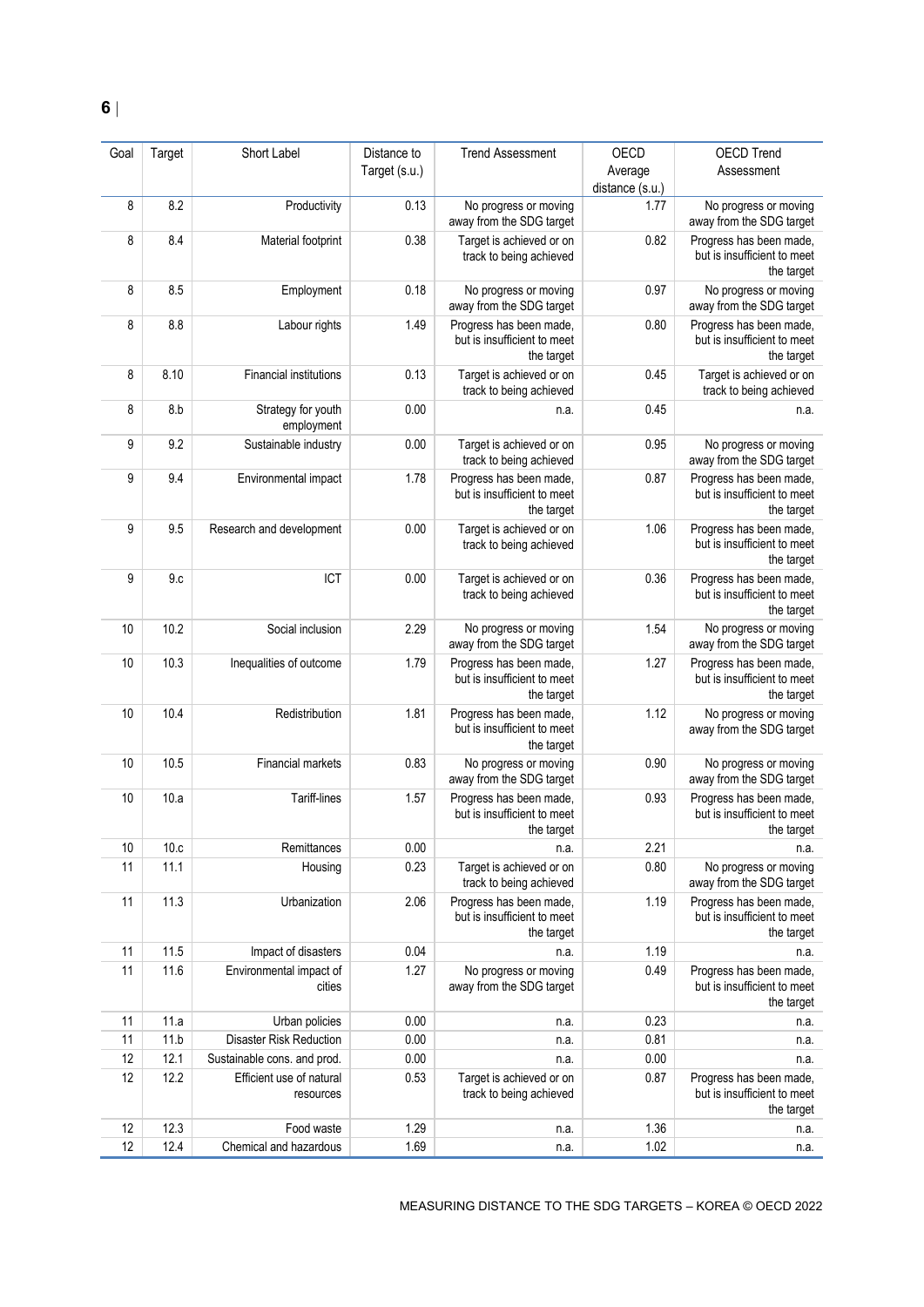| Goal | Target | Short Label | Distance to Target (s.u.) | Trend Assessment | OECD Average distance (s.u.) | OECD Trend Assessment |
|---|---|---|---|---|---|---|
| 8 | 8.2 | Productivity | 0.13 | No progress or moving away from the SDG target | 1.77 | No progress or moving away from the SDG target |
| 8 | 8.4 | Material footprint | 0.38 | Target is achieved or on track to being achieved | 0.82 | Progress has been made, but is insufficient to meet the target |
| 8 | 8.5 | Employment | 0.18 | No progress or moving away from the SDG target | 0.97 | No progress or moving away from the SDG target |
| 8 | 8.8 | Labour rights | 1.49 | Progress has been made, but is insufficient to meet the target | 0.80 | Progress has been made, but is insufficient to meet the target |
| 8 | 8.10 | Financial institutions | 0.13 | Target is achieved or on track to being achieved | 0.45 | Target is achieved or on track to being achieved |
| 8 | 8.b | Strategy for youth employment | 0.00 | n.a. | 0.45 | n.a. |
| 9 | 9.2 | Sustainable industry | 0.00 | Target is achieved or on track to being achieved | 0.95 | No progress or moving away from the SDG target |
| 9 | 9.4 | Environmental impact | 1.78 | Progress has been made, but is insufficient to meet the target | 0.87 | Progress has been made, but is insufficient to meet the target |
| 9 | 9.5 | Research and development | 0.00 | Target is achieved or on track to being achieved | 1.06 | Progress has been made, but is insufficient to meet the target |
| 9 | 9.c | ICT | 0.00 | Target is achieved or on track to being achieved | 0.36 | Progress has been made, but is insufficient to meet the target |
| 10 | 10.2 | Social inclusion | 2.29 | No progress or moving away from the SDG target | 1.54 | No progress or moving away from the SDG target |
| 10 | 10.3 | Inequalities of outcome | 1.79 | Progress has been made, but is insufficient to meet the target | 1.27 | Progress has been made, but is insufficient to meet the target |
| 10 | 10.4 | Redistribution | 1.81 | Progress has been made, but is insufficient to meet the target | 1.12 | No progress or moving away from the SDG target |
| 10 | 10.5 | Financial markets | 0.83 | No progress or moving away from the SDG target | 0.90 | No progress or moving away from the SDG target |
| 10 | 10.a | Tariff-lines | 1.57 | Progress has been made, but is insufficient to meet the target | 0.93 | Progress has been made, but is insufficient to meet the target |
| 10 | 10.c | Remittances | 0.00 | n.a. | 2.21 | n.a. |
| 11 | 11.1 | Housing | 0.23 | Target is achieved or on track to being achieved | 0.80 | No progress or moving away from the SDG target |
| 11 | 11.3 | Urbanization | 2.06 | Progress has been made, but is insufficient to meet the target | 1.19 | Progress has been made, but is insufficient to meet the target |
| 11 | 11.5 | Impact of disasters | 0.04 | n.a. | 1.19 | n.a. |
| 11 | 11.6 | Environmental impact of cities | 1.27 | No progress or moving away from the SDG target | 0.49 | Progress has been made, but is insufficient to meet the target |
| 11 | 11.a | Urban policies | 0.00 | n.a. | 0.23 | n.a. |
| 11 | 11.b | Disaster Risk Reduction | 0.00 | n.a. | 0.81 | n.a. |
| 12 | 12.1 | Sustainable cons. and prod. | 0.00 | n.a. | 0.00 | n.a. |
| 12 | 12.2 | Efficient use of natural resources | 0.53 | Target is achieved or on track to being achieved | 0.87 | Progress has been made, but is insufficient to meet the target |
| 12 | 12.3 | Food waste | 1.29 | n.a. | 1.36 | n.a. |
| 12 | 12.4 | Chemical and hazardous | 1.69 | n.a. | 1.02 | n.a. |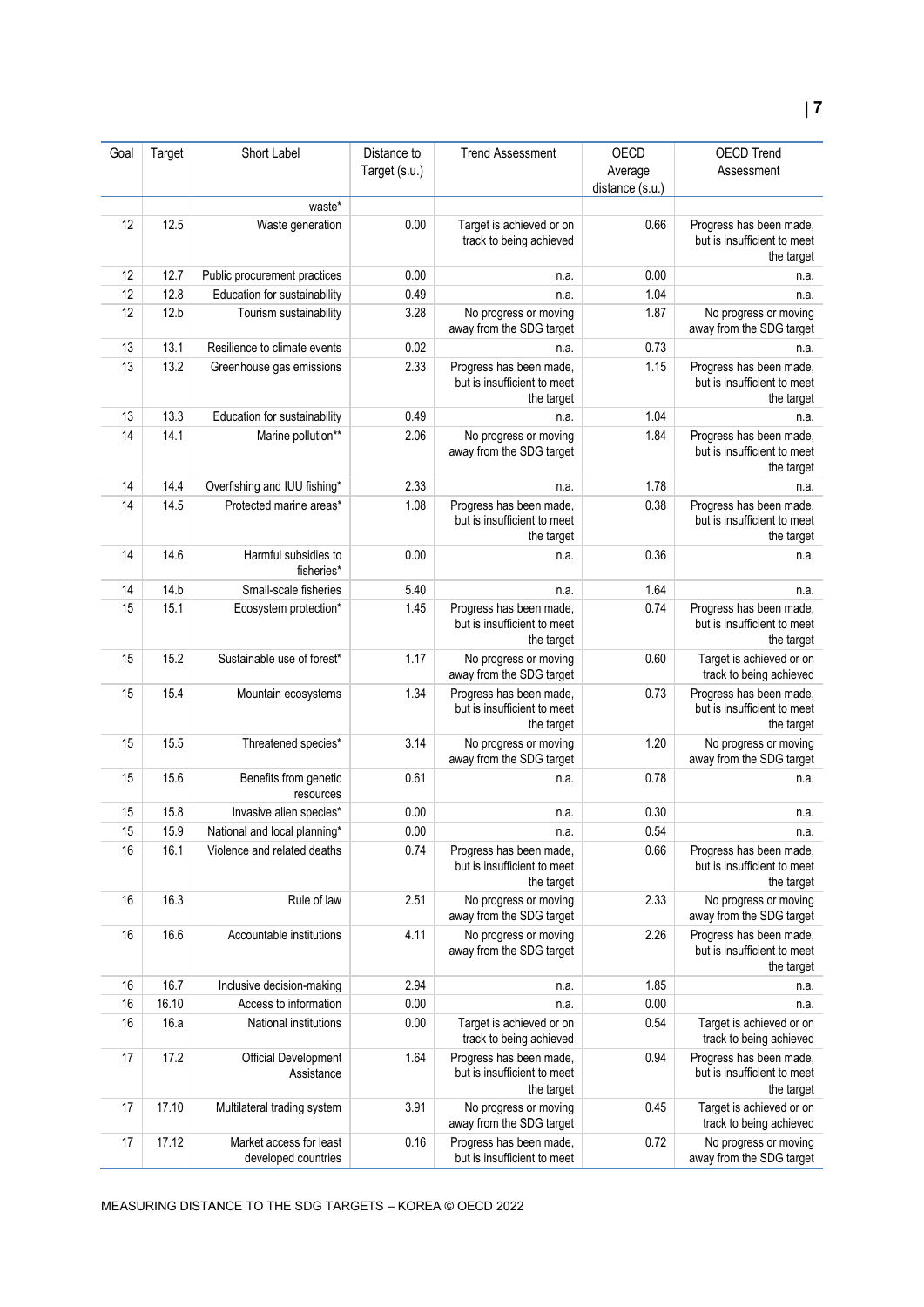| Goal | Target | Short Label | Distance to Target (s.u.) | Trend Assessment | OECD Average distance (s.u.) | OECD Trend Assessment |
|---|---|---|---|---|---|---|
| | | waste* | | | | |
| 12 | 12.5 | Waste generation | 0.00 | Target is achieved or on track to being achieved | 0.66 | Progress has been made, but is insufficient to meet the target |
| 12 | 12.7 | Public procurement practices | 0.00 | n.a. | 0.00 | n.a. |
| 12 | 12.8 | Education for sustainability | 0.49 | n.a. | 1.04 | n.a. |
| 12 | 12.b | Tourism sustainability | 3.28 | No progress or moving away from the SDG target | 1.87 | No progress or moving away from the SDG target |
| 13 | 13.1 | Resilience to climate events | 0.02 | n.a. | 0.73 | n.a. |
| 13 | 13.2 | Greenhouse gas emissions | 2.33 | Progress has been made, but is insufficient to meet the target | 1.15 | Progress has been made, but is insufficient to meet the target |
| 13 | 13.3 | Education for sustainability | 0.49 | n.a. | 1.04 | n.a. |
| 14 | 14.1 | Marine pollution** | 2.06 | No progress or moving away from the SDG target | 1.84 | Progress has been made, but is insufficient to meet the target |
| 14 | 14.4 | Overfishing and IUU fishing* | 2.33 | n.a. | 1.78 | n.a. |
| 14 | 14.5 | Protected marine areas* | 1.08 | Progress has been made, but is insufficient to meet the target | 0.38 | Progress has been made, but is insufficient to meet the target |
| 14 | 14.6 | Harmful subsidies to fisheries* | 0.00 | n.a. | 0.36 | n.a. |
| 14 | 14.b | Small-scale fisheries | 5.40 | n.a. | 1.64 | n.a. |
| 15 | 15.1 | Ecosystem protection* | 1.45 | Progress has been made, but is insufficient to meet the target | 0.74 | Progress has been made, but is insufficient to meet the target |
| 15 | 15.2 | Sustainable use of forest* | 1.17 | No progress or moving away from the SDG target | 0.60 | Target is achieved or on track to being achieved |
| 15 | 15.4 | Mountain ecosystems | 1.34 | Progress has been made, but is insufficient to meet the target | 0.73 | Progress has been made, but is insufficient to meet the target |
| 15 | 15.5 | Threatened species* | 3.14 | No progress or moving away from the SDG target | 1.20 | No progress or moving away from the SDG target |
| 15 | 15.6 | Benefits from genetic resources | 0.61 | n.a. | 0.78 | n.a. |
| 15 | 15.8 | Invasive alien species* | 0.00 | n.a. | 0.30 | n.a. |
| 15 | 15.9 | National and local planning* | 0.00 | n.a. | 0.54 | n.a. |
| 16 | 16.1 | Violence and related deaths | 0.74 | Progress has been made, but is insufficient to meet the target | 0.66 | Progress has been made, but is insufficient to meet the target |
| 16 | 16.3 | Rule of law | 2.51 | No progress or moving away from the SDG target | 2.33 | No progress or moving away from the SDG target |
| 16 | 16.6 | Accountable institutions | 4.11 | No progress or moving away from the SDG target | 2.26 | Progress has been made, but is insufficient to meet the target |
| 16 | 16.7 | Inclusive decision-making | 2.94 | n.a. | 1.85 | n.a. |
| 16 | 16.10 | Access to information | 0.00 | n.a. | 0.00 | n.a. |
| 16 | 16.a | National institutions | 0.00 | Target is achieved or on track to being achieved | 0.54 | Target is achieved or on track to being achieved |
| 17 | 17.2 | Official Development Assistance | 1.64 | Progress has been made, but is insufficient to meet the target | 0.94 | Progress has been made, but is insufficient to meet the target |
| 17 | 17.10 | Multilateral trading system | 3.91 | No progress or moving away from the SDG target | 0.45 | Target is achieved or on track to being achieved |
| 17 | 17.12 | Market access for least developed countries | 0.16 | Progress has been made, but is insufficient to meet | 0.72 | No progress or moving away from the SDG target |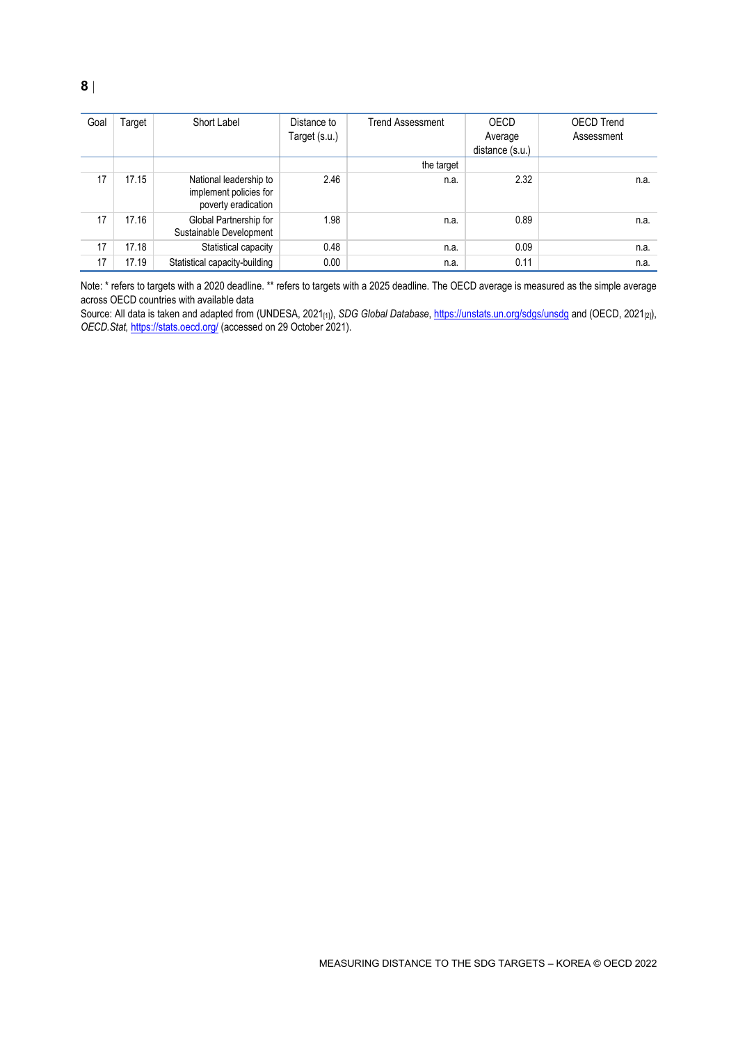| Goal | Target | Short Label | Distance to Target (s.u.) | Trend Assessment | OECD Average distance (s.u.) | OECD Trend Assessment |
|---|---|---|---|---|---|---|
| | | | | the target | | |
| 17 | 17.15 | National leadership to implement policies for poverty eradication | 2.46 | n.a. | 2.32 | n.a. |
| 17 | 17.16 | Global Partnership for Sustainable Development | 1.98 | n.a. | 0.89 | n.a. |
| 17 | 17.18 | Statistical capacity | 0.48 | n.a. | 0.09 | n.a. |
| 17 | 17.19 | Statistical capacity-building | 0.00 | n.a. | 0.11 | n.a. |

Note: * refers to targets with a 2020 deadline. ** refers to targets with a 2025 deadline. The OECD average is measured as the simple average across OECD countries with available data

Source: All data is taken and adapted from (UNDESA, 2021[1]), *SDG Global Database*, https://unstats.un.org/sdgs/unsdg and (OECD, 2021[2]), *OECD.Stat,* https://stats.oecd.org/ (accessed on 29 October 2021).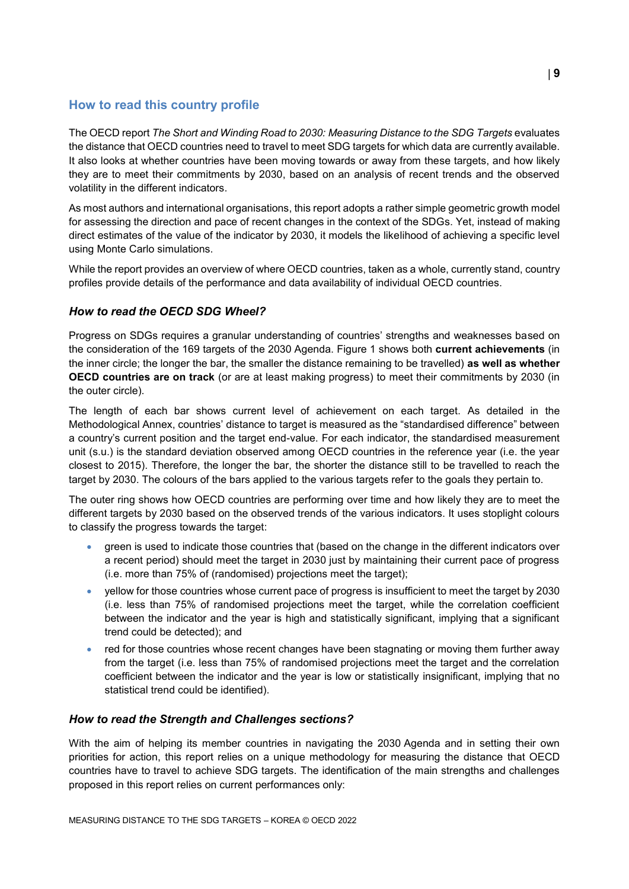## How to read this country profile

The OECD report *The Short and Winding Road to 2030: Measuring Distance to the SDG Targets* evaluates the distance that OECD countries need to travel to meet SDG targets for which data are currently available. It also looks at whether countries have been moving towards or away from these targets, and how likely they are to meet their commitments by 2030, based on an analysis of recent trends and the observed volatility in the different indicators.

As most authors and international organisations, this report adopts a rather simple geometric growth model for assessing the direction and pace of recent changes in the context of the SDGs. Yet, instead of making direct estimates of the value of the indicator by 2030, it models the likelihood of achieving a specific level using Monte Carlo simulations.

While the report provides an overview of where OECD countries, taken as a whole, currently stand, country profiles provide details of the performance and data availability of individual OECD countries.

### *How to read the OECD SDG Wheel?*

Progress on SDGs requires a granular understanding of countries' strengths and weaknesses based on the consideration of the 169 targets of the 2030 Agenda. Figure 1 shows both **current achievements** (in the inner circle; the longer the bar, the smaller the distance remaining to be travelled) **as well as whether OECD countries are on track** (or are at least making progress) to meet their commitments by 2030 (in the outer circle).

The length of each bar shows current level of achievement on each target. As detailed in the Methodological Annex, countries' distance to target is measured as the "standardised difference" between a country's current position and the target end-value. For each indicator, the standardised measurement unit (s.u.) is the standard deviation observed among OECD countries in the reference year (i.e. the year closest to 2015). Therefore, the longer the bar, the shorter the distance still to be travelled to reach the target by 2030. The colours of the bars applied to the various targets refer to the goals they pertain to.

The outer ring shows how OECD countries are performing over time and how likely they are to meet the different targets by 2030 based on the observed trends of the various indicators. It uses stoplight colours to classify the progress towards the target:

- green is used to indicate those countries that (based on the change in the different indicators over a recent period) should meet the target in 2030 just by maintaining their current pace of progress (i.e. more than 75% of (randomised) projections meet the target);
- yellow for those countries whose current pace of progress is insufficient to meet the target by 2030 (i.e. less than 75% of randomised projections meet the target, while the correlation coefficient between the indicator and the year is high and statistically significant, implying that a significant trend could be detected); and
- red for those countries whose recent changes have been stagnating or moving them further away from the target (i.e. less than 75% of randomised projections meet the target and the correlation coefficient between the indicator and the year is low or statistically insignificant, implying that no statistical trend could be identified).

### *How to read the Strength and Challenges sections?*

With the aim of helping its member countries in navigating the 2030 Agenda and in setting their own priorities for action, this report relies on a unique methodology for measuring the distance that OECD countries have to travel to achieve SDG targets. The identification of the main strengths and challenges proposed in this report relies on current performances only: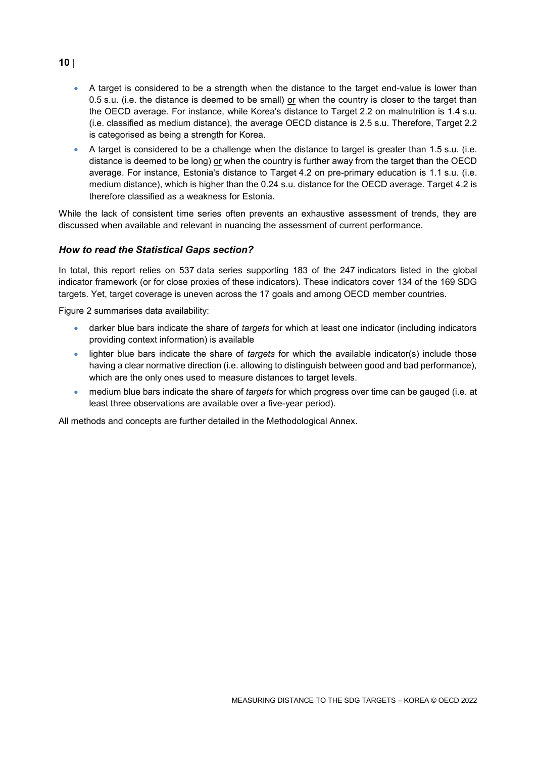- A target is considered to be a strength when the distance to the target end-value is lower than 0.5 s.u. (i.e. the distance is deemed to be small) or when the country is closer to the target than the OECD average. For instance, while Korea's distance to Target 2.2 on malnutrition is 1.4 s.u. (i.e. classified as medium distance), the average OECD distance is 2.5 s.u. Therefore, Target 2.2 is categorised as being a strength for Korea.
- A target is considered to be a challenge when the distance to target is greater than 1.5 s.u. (i.e. distance is deemed to be long) or when the country is further away from the target than the OECD average. For instance, Estonia's distance to Target 4.2 on pre-primary education is 1.1 s.u. (i.e. medium distance), which is higher than the 0.24 s.u. distance for the OECD average. Target 4.2 is therefore classified as a weakness for Estonia.

While the lack of consistent time series often prevents an exhaustive assessment of trends, they are discussed when available and relevant in nuancing the assessment of current performance.

### *How to read the Statistical Gaps section?*

In total, this report relies on 537 data series supporting 183 of the 247 indicators listed in the global indicator framework (or for close proxies of these indicators). These indicators cover 134 of the 169 SDG targets. Yet, target coverage is uneven across the 17 goals and among OECD member countries.

Figure 2 summarises data availability:

- darker blue bars indicate the share of *targets* for which at least one indicator (including indicators providing context information) is available
- lighter blue bars indicate the share of *targets* for which the available indicator(s) include those having a clear normative direction (i.e. allowing to distinguish between good and bad performance), which are the only ones used to measure distances to target levels.
- medium blue bars indicate the share of *targets* for which progress over time can be gauged (i.e. at least three observations are available over a five-year period).

All methods and concepts are further detailed in the Methodological Annex.